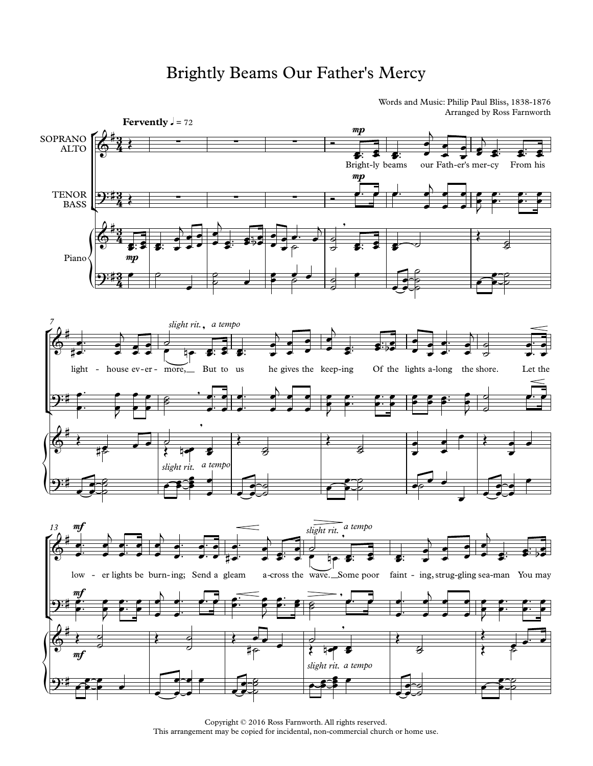# Brightly Beams Our Father's Mercy

Words and Music: Philip Paul Bliss, 1838-1876
Arranged by Ross Farnworth

Copyright © 2016 Ross Farnworth. All rights reserved.
This arrangement may be copied for incidental, non-commercial church or home use.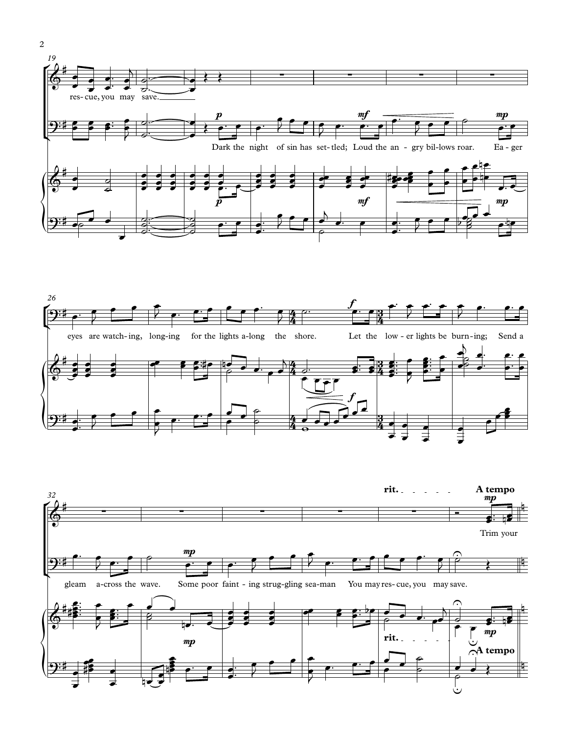rit. A tempo

res- cue, you may save.

Dark the night of sin has set- tled; Loud the an- gry bil-lows roar. Ea- ger eyes are watch- ing, long- ing for the lights a- long the shore. Let the low - er lights be burn- ing; Send a gleam a- cross the wave. Some poor faint - ing strug-gling sea-man You may res- cue, you may save.

Trim your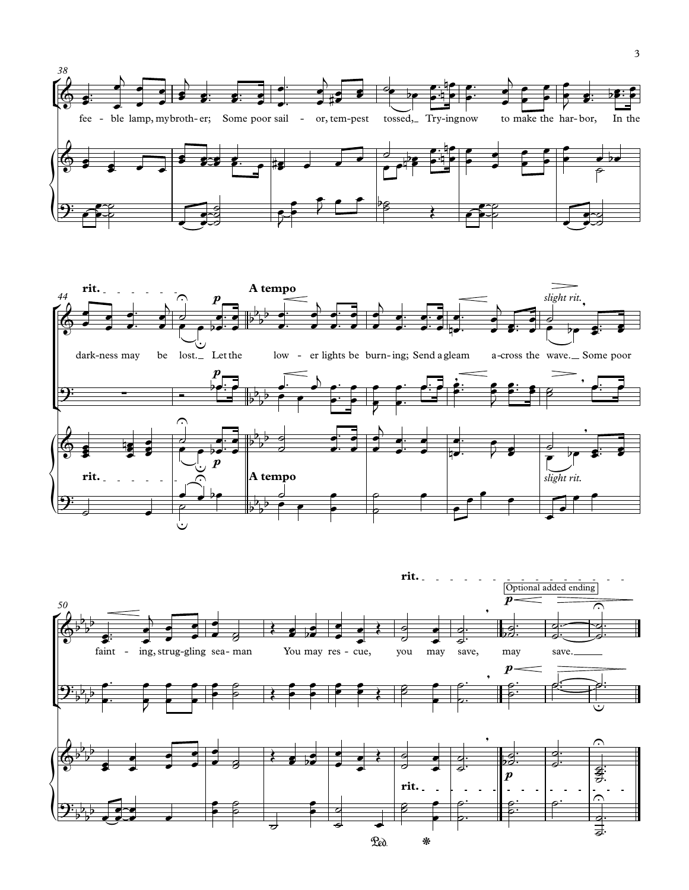38

fee - ble lamp, my broth - er; Some poor sail - or, tem-pest tossed, Try-ing now to make the har - bor, In the

44

**rit.**

*p*

**A tempo**

*slight rit.*

dark-ness may be lost. Let the low - er lights be burn - ing; Send a gleam a-cross the wave. Some poor

**rit.**

*p*

**A tempo**

*slight rit.*

50

**rit.**

Optional added ending

*p*

faint - ing, strug-gling sea - man You may res - cue, you may save, may save.

*p*

**rit.**

*p*

Ped. ❋